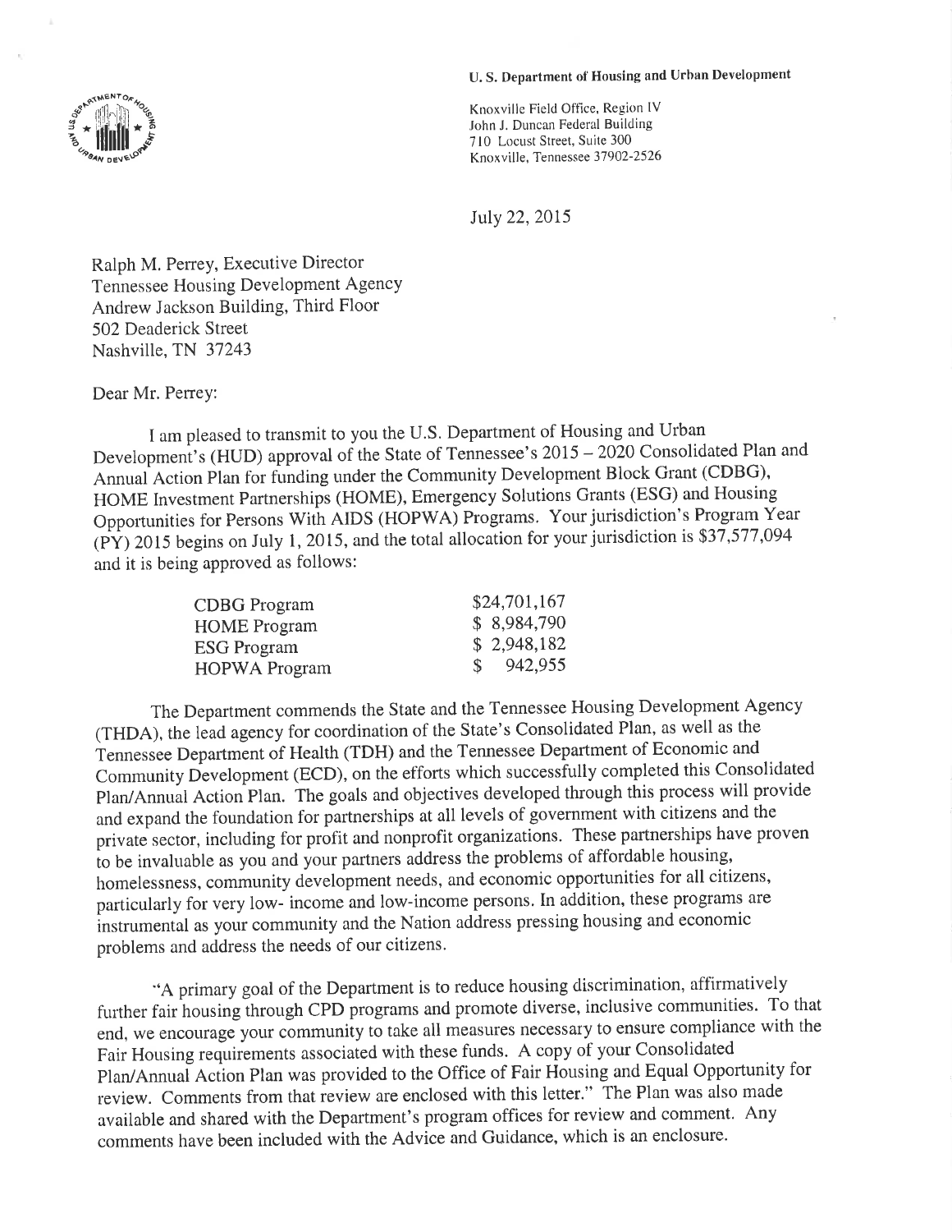**U. S. Department of Housing and Urban Development**

Knoxville Field Office, Region IV
John J. Duncan Federal Building
710 Locust Street, Suite 300
Knoxville, Tennessee 37902-2526

July 22, 2015

Ralph M. Perrey, Executive Director
Tennessee Housing Development Agency
Andrew Jackson Building, Third Floor
502 Deaderick Street
Nashville, TN 37243

Dear Mr. Perrey:

I am pleased to transmit to you the U.S. Department of Housing and Urban Development's (HUD) approval of the State of Tennessee's 2015 – 2020 Consolidated Plan and Annual Action Plan for funding under the Community Development Block Grant (CDBG), HOME Investment Partnerships (HOME), Emergency Solutions Grants (ESG) and Housing Opportunities for Persons With AIDS (HOPWA) Programs. Your jurisdiction's Program Year (PY) 2015 begins on July 1, 2015, and the total allocation for your jurisdiction is $37,577,094 and it is being approved as follows:

| | |
|---|---|
| CDBG Program | $24,701,167 |
| HOME Program | $ 8,984,790 |
| ESG Program | $ 2,948,182 |
| HOPWA Program | $ 942,955 |

The Department commends the State and the Tennessee Housing Development Agency (THDA), the lead agency for coordination of the State's Consolidated Plan, as well as the Tennessee Department of Health (TDH) and the Tennessee Department of Economic and Community Development (ECD), on the efforts which successfully completed this Consolidated Plan/Annual Action Plan. The goals and objectives developed through this process will provide and expand the foundation for partnerships at all levels of government with citizens and the private sector, including for profit and nonprofit organizations. These partnerships have proven to be invaluable as you and your partners address the problems of affordable housing, homelessness, community development needs, and economic opportunities for all citizens, particularly for very low- income and low-income persons. In addition, these programs are instrumental as your community and the Nation address pressing housing and economic problems and address the needs of our citizens.

"A primary goal of the Department is to reduce housing discrimination, affirmatively further fair housing through CPD programs and promote diverse, inclusive communities. To that end, we encourage your community to take all measures necessary to ensure compliance with the Fair Housing requirements associated with these funds. A copy of your Consolidated Plan/Annual Action Plan was provided to the Office of Fair Housing and Equal Opportunity for review. Comments from that review are enclosed with this letter." The Plan was also made available and shared with the Department's program offices for review and comment. Any comments have been included with the Advice and Guidance, which is an enclosure.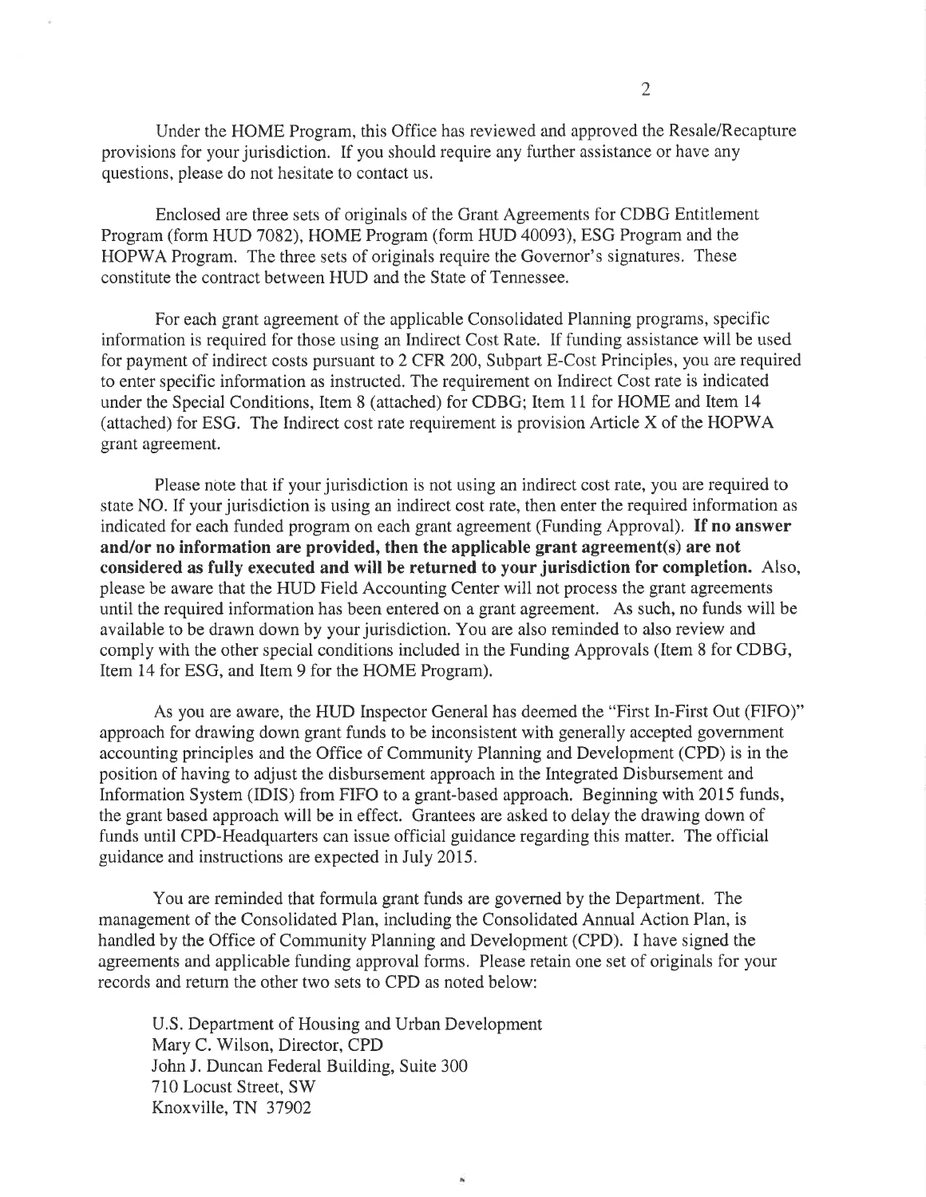Under the HOME Program, this Office has reviewed and approved the Resale/Recapture provisions for your jurisdiction. If you should require any further assistance or have any questions, please do not hesitate to contact us.

Enclosed are three sets of originals of the Grant Agreements for CDBG Entitlement Program (form HUD 7082), HOME Program (form HUD 40093), ESG Program and the HOPWA Program. The three sets of originals require the Governor's signatures. These constitute the contract between HUD and the State of Tennessee.

For each grant agreement of the applicable Consolidated Planning programs, specific information is required for those using an Indirect Cost Rate. If funding assistance will be used for payment of indirect costs pursuant to 2 CFR 200, Subpart E-Cost Principles, you are required to enter specific information as instructed. The requirement on Indirect Cost rate is indicated under the Special Conditions, Item 8 (attached) for CDBG; Item 11 for HOME and Item 14 (attached) for ESG. The Indirect cost rate requirement is provision Article X of the HOPWA grant agreement.

Please note that if your jurisdiction is not using an indirect cost rate, you are required to state NO. If your jurisdiction is using an indirect cost rate, then enter the required information as indicated for each funded program on each grant agreement (Funding Approval). **If no answer and/or no information are provided, then the applicable grant agreement(s) are not considered as fully executed and will be returned to your jurisdiction for completion.** Also, please be aware that the HUD Field Accounting Center will not process the grant agreements until the required information has been entered on a grant agreement. As such, no funds will be available to be drawn down by your jurisdiction. You are also reminded to also review and comply with the other special conditions included in the Funding Approvals (Item 8 for CDBG, Item 14 for ESG, and Item 9 for the HOME Program).

As you are aware, the HUD Inspector General has deemed the "First In-First Out (FIFO)" approach for drawing down grant funds to be inconsistent with generally accepted government accounting principles and the Office of Community Planning and Development (CPD) is in the position of having to adjust the disbursement approach in the Integrated Disbursement and Information System (IDIS) from FIFO to a grant-based approach. Beginning with 2015 funds, the grant based approach will be in effect. Grantees are asked to delay the drawing down of funds until CPD-Headquarters can issue official guidance regarding this matter. The official guidance and instructions are expected in July 2015.

You are reminded that formula grant funds are governed by the Department. The management of the Consolidated Plan, including the Consolidated Annual Action Plan, is handled by the Office of Community Planning and Development (CPD). I have signed the agreements and applicable funding approval forms. Please retain one set of originals for your records and return the other two sets to CPD as noted below:

U.S. Department of Housing and Urban Development
Mary C. Wilson, Director, CPD
John J. Duncan Federal Building, Suite 300
710 Locust Street, SW
Knoxville, TN 37902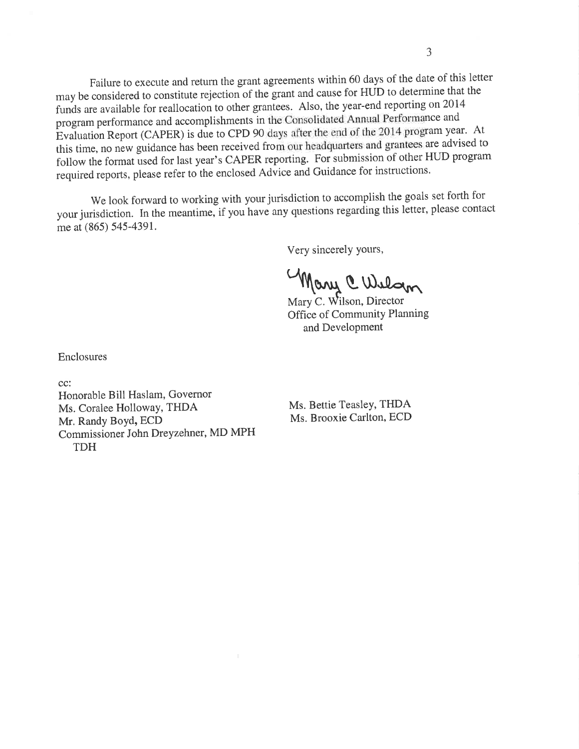Failure to execute and return the grant agreements within 60 days of the date of this letter may be considered to constitute rejection of the grant and cause for HUD to determine that the funds are available for reallocation to other grantees. Also, the year-end reporting on 2014 program performance and accomplishments in the Consolidated Annual Performance and Evaluation Report (CAPER) is due to CPD 90 days after the end of the 2014 program year. At this time, no new guidance has been received from our headquarters and grantees are advised to follow the format used for last year's CAPER reporting. For submission of other HUD program required reports, please refer to the enclosed Advice and Guidance for instructions.

We look forward to working with your jurisdiction to accomplish the goals set forth for your jurisdiction. In the meantime, if you have any questions regarding this letter, please contact me at (865) 545-4391.

Very sincerely yours,

Mary C. Wilson

Mary C. Wilson, Director
Office of Community Planning
and Development

Enclosures

cc:
Honorable Bill Haslam, Governor
Ms. Coralee Holloway, THDA
Mr. Randy Boyd, ECD
Commissioner John Dreyzehner, MD MPH
TDH
Ms. Bettie Teasley, THDA
Ms. Brooxie Carlton, ECD